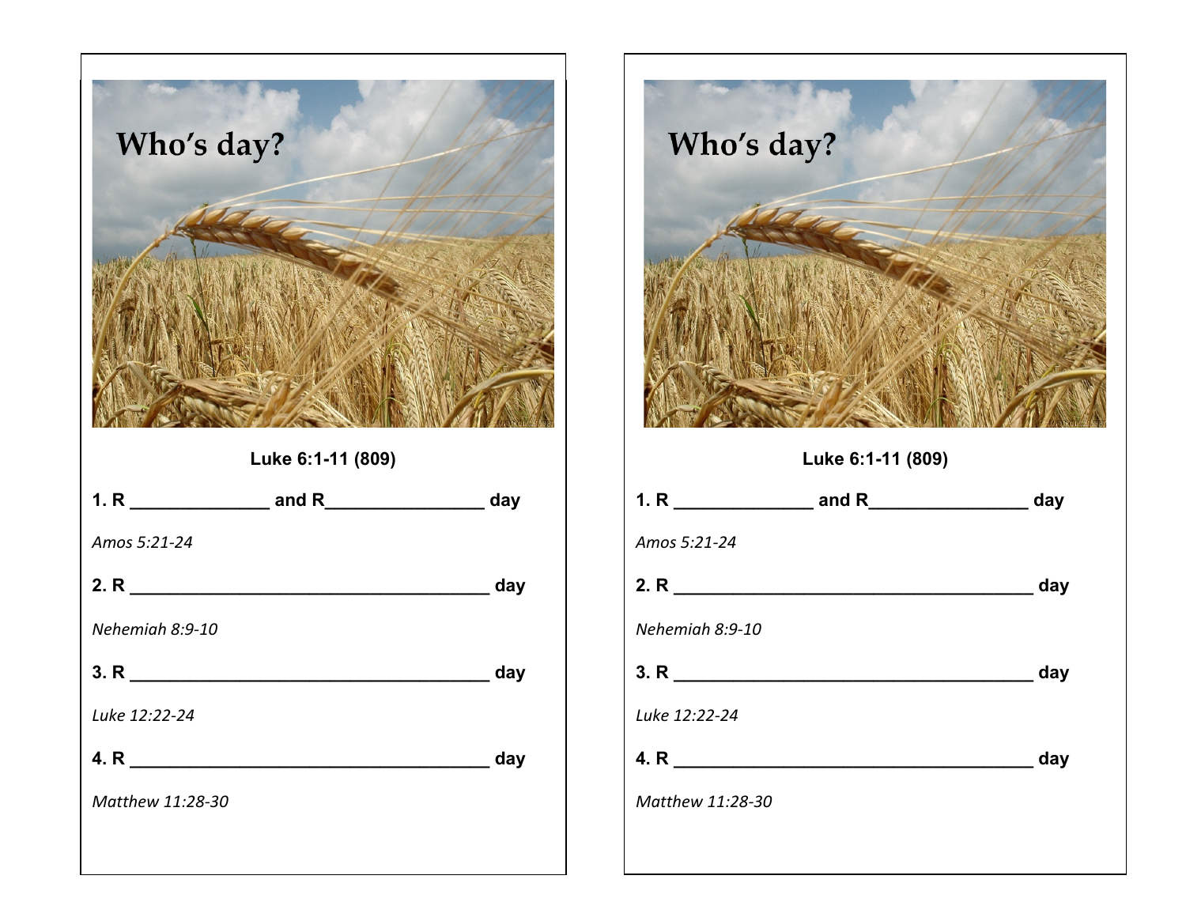# Who's day?

**Luke 6:1-11 (809)**

**1. R \_\_\_\_\_\_\_\_\_\_\_\_\_\_\_\_\_\_ and R\_\_\_\_\_\_\_\_\_\_\_\_\_\_\_\_\_\_\_\_\_ day**

*Amos 5:21-24*

**2. R \_\_\_\_\_\_\_\_\_\_\_\_\_\_\_\_\_\_\_\_\_\_\_\_\_\_\_\_\_\_\_\_\_\_\_\_\_\_\_\_\_\_\_\_\_\_ day**

*Nehemiah 8:9-10*

**3. R \_\_\_\_\_\_\_\_\_\_\_\_\_\_\_\_\_\_\_\_\_\_\_\_\_\_\_\_\_\_\_\_\_\_\_\_\_\_\_\_\_\_\_\_\_\_ day**

*Luke 12:22-24*

**4. R \_\_\_\_\_\_\_\_\_\_\_\_\_\_\_\_\_\_\_\_\_\_\_\_\_\_\_\_\_\_\_\_\_\_\_\_\_\_\_\_\_\_\_\_\_\_ day**

*Matthew 11:28-30*

# Who's day?

**Luke 6:1-11 (809)**

**1. R \_\_\_\_\_\_\_\_\_\_\_\_\_\_\_\_\_\_ and R\_\_\_\_\_\_\_\_\_\_\_\_\_\_\_\_\_\_\_\_\_ day**

*Amos 5:21-24*

**2. R \_\_\_\_\_\_\_\_\_\_\_\_\_\_\_\_\_\_\_\_\_\_\_\_\_\_\_\_\_\_\_\_\_\_\_\_\_\_\_\_\_\_\_\_\_\_ day**

*Nehemiah 8:9-10*

**3. R \_\_\_\_\_\_\_\_\_\_\_\_\_\_\_\_\_\_\_\_\_\_\_\_\_\_\_\_\_\_\_\_\_\_\_\_\_\_\_\_\_\_\_\_\_\_ day**

*Luke 12:22-24*

**4. R \_\_\_\_\_\_\_\_\_\_\_\_\_\_\_\_\_\_\_\_\_\_\_\_\_\_\_\_\_\_\_\_\_\_\_\_\_\_\_\_\_\_\_\_\_\_ day**

*Matthew 11:28-30*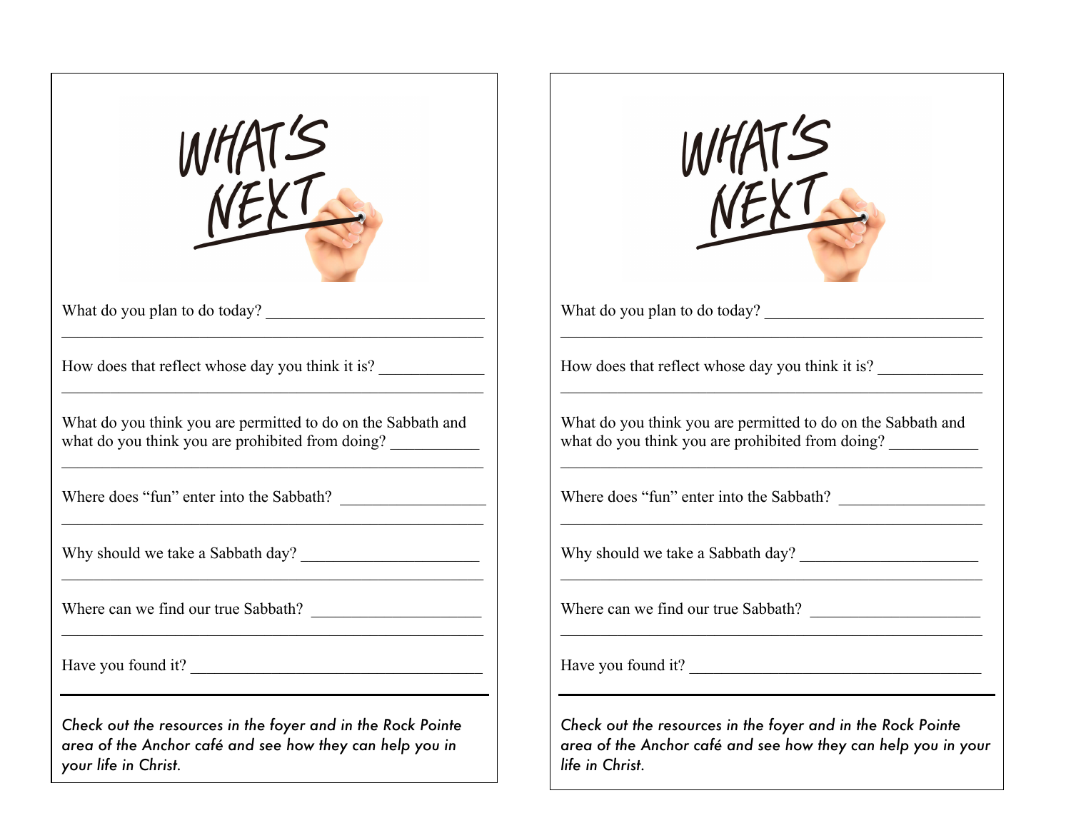# WHAT'S NEXT

What do you plan to do today? ____________________________

______________________________________________________

How does that reflect whose day you think it is? _____________

______________________________________________________

What do you think you are permitted to do on the Sabbath and what do you think you are prohibited from doing? ___________

______________________________________________________

Where does "fun" enter into the Sabbath? __________________

______________________________________________________

Why should we take a Sabbath day? ______________________

______________________________________________________

Where can we find our true Sabbath? _____________________

______________________________________________________

Have you found it? ______________________________________

---

*Check out the resources in the foyer and in the Rock Pointe area of the Anchor café and see how they can help you in your life in Christ.*

# WHAT'S NEXT

What do you plan to do today? ____________________________

______________________________________________________

How does that reflect whose day you think it is? _____________

______________________________________________________

What do you think you are permitted to do on the Sabbath and what do you think you are prohibited from doing? ___________

______________________________________________________

Where does "fun" enter into the Sabbath? __________________

______________________________________________________

Why should we take a Sabbath day? ______________________

______________________________________________________

Where can we find our true Sabbath? _____________________

______________________________________________________

Have you found it? ______________________________________

---

*Check out the resources in the foyer and in the Rock Pointe area of the Anchor café and see how they can help you in your life in Christ.*